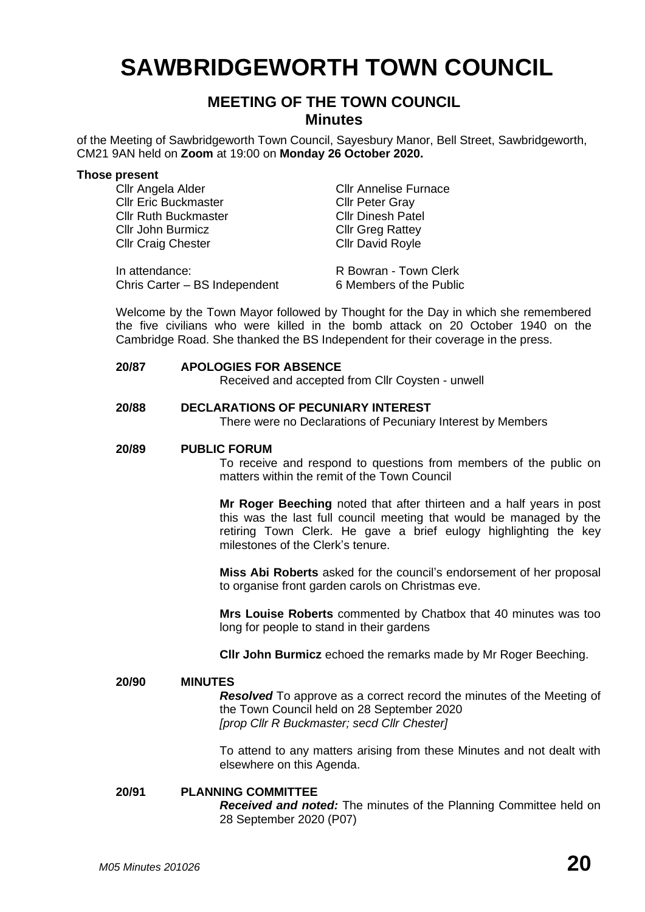# SAWBRIDGEWORTH TOWN COUNCIL

## MEETING OF THE TOWN COUNCIL
### Minutes

of the Meeting of Sawbridgeworth Town Council, Sayesbury Manor, Bell Street, Sawbridgeworth, CM21 9AN held on **Zoom** at 19:00 on **Monday 26 October 2020.**

**Those present**

| | |
|---|---|
| Cllr Angela Alder | Cllr Annelise Furnace |
| Cllr Eric Buckmaster | Cllr Peter Gray |
| Cllr Ruth Buckmaster | Cllr Dinesh Patel |
| Cllr John Burmicz | Cllr Greg Rattey |
| Cllr Craig Chester | Cllr David Royle |

| | |
|---|---|
| In attendance: | R Bowran - Town Clerk |
| Chris Carter – BS Independent | 6 Members of the Public |

Welcome by the Town Mayor followed by Thought for the Day in which she remembered the five civilians who were killed in the bomb attack on 20 October 1940 on the Cambridge Road. She thanked the BS Independent for their coverage in the press.

**20/87 APOLOGIES FOR ABSENCE**

Received and accepted from Cllr Coysten - unwell

**20/88 DECLARATIONS OF PECUNIARY INTEREST**

There were no Declarations of Pecuniary Interest by Members

**20/89 PUBLIC FORUM**

To receive and respond to questions from members of the public on matters within the remit of the Town Council

**Mr Roger Beeching** noted that after thirteen and a half years in post this was the last full council meeting that would be managed by the retiring Town Clerk. He gave a brief eulogy highlighting the key milestones of the Clerk's tenure.

**Miss Abi Roberts** asked for the council's endorsement of her proposal to organise front garden carols on Christmas eve.

**Mrs Louise Roberts** commented by Chatbox that 40 minutes was too long for people to stand in their gardens

**Cllr John Burmicz** echoed the remarks made by Mr Roger Beeching.

**20/90 MINUTES**

***Resolved*** To approve as a correct record the minutes of the Meeting of the Town Council held on 28 September 2020
*[prop Cllr R Buckmaster; secd Cllr Chester]*

To attend to any matters arising from these Minutes and not dealt with elsewhere on this Agenda.

**20/91 PLANNING COMMITTEE**

***Received and noted:*** The minutes of the Planning Committee held on 28 September 2020 (P07)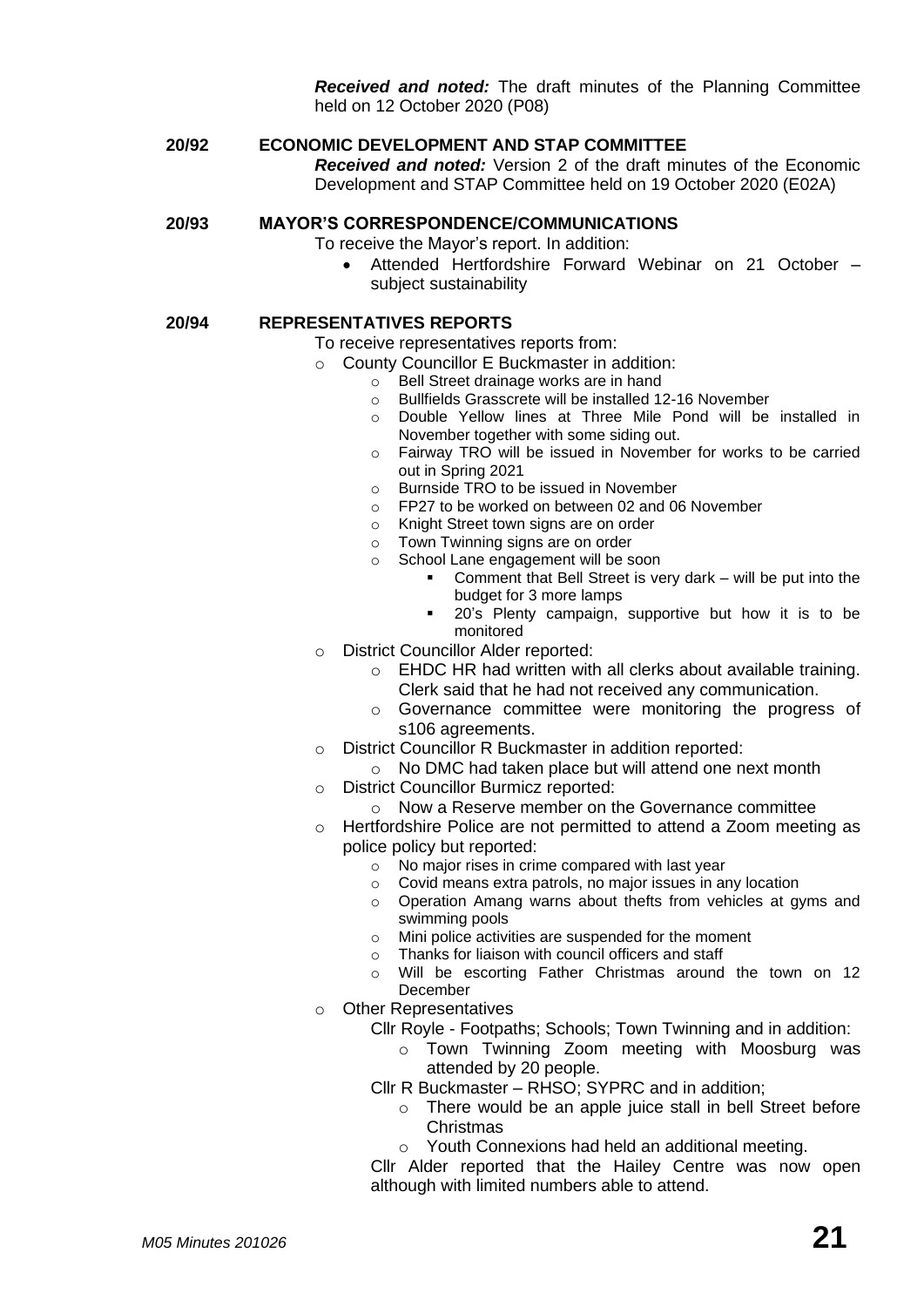***Received and noted:*** The draft minutes of the Planning Committee held on 12 October 2020 (P08)

**20/92 ECONOMIC DEVELOPMENT AND STAP COMMITTEE**

***Received and noted:*** Version 2 of the draft minutes of the Economic Development and STAP Committee held on 19 October 2020 (E02A)

**20/93 MAYOR'S CORRESPONDENCE/COMMUNICATIONS**

To receive the Mayor's report. In addition:

- Attended Hertfordshire Forward Webinar on 21 October – subject sustainability

**20/94 REPRESENTATIVES REPORTS**

To receive representatives reports from:

- County Councillor E Buckmaster in addition:
  - Bell Street drainage works are in hand
  - Bullfields Grasscrete will be installed 12-16 November
  - Double Yellow lines at Three Mile Pond will be installed in November together with some siding out.
  - Fairway TRO will be issued in November for works to be carried out in Spring 2021
  - Burnside TRO to be issued in November
  - FP27 to be worked on between 02 and 06 November
  - Knight Street town signs are on order
  - Town Twinning signs are on order
  - School Lane engagement will be soon
    - Comment that Bell Street is very dark – will be put into the budget for 3 more lamps
    - 20's Plenty campaign, supportive but how it is to be monitored
- District Councillor Alder reported:
  - EHDC HR had written with all clerks about available training. Clerk said that he had not received any communication.
  - Governance committee were monitoring the progress of s106 agreements.
- District Councillor R Buckmaster in addition reported:
  - No DMC had taken place but will attend one next month
- District Councillor Burmicz reported:
  - Now a Reserve member on the Governance committee
- Hertfordshire Police are not permitted to attend a Zoom meeting as police policy but reported:
  - No major rises in crime compared with last year
  - Covid means extra patrols, no major issues in any location
  - Operation Amang warns about thefts from vehicles at gyms and swimming pools
  - Mini police activities are suspended for the moment
  - Thanks for liaison with council officers and staff
  - Will be escorting Father Christmas around the town on 12 December
- Other Representatives

  Cllr Royle - Footpaths; Schools; Town Twinning and in addition:
  - Town Twinning Zoom meeting with Moosburg was attended by 20 people.

  Cllr R Buckmaster – RHSO; SYPRC and in addition;
  - There would be an apple juice stall in bell Street before Christmas
  - Youth Connexions had held an additional meeting.

  Cllr Alder reported that the Hailey Centre was now open although with limited numbers able to attend.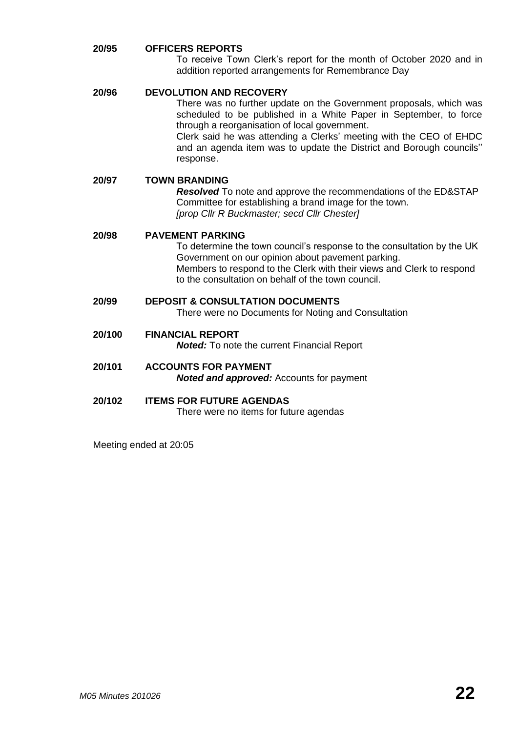**20/95 OFFICERS REPORTS**

To receive Town Clerk's report for the month of October 2020 and in addition reported arrangements for Remembrance Day

**20/96 DEVOLUTION AND RECOVERY**

There was no further update on the Government proposals, which was scheduled to be published in a White Paper in September, to force through a reorganisation of local government.
Clerk said he was attending a Clerks' meeting with the CEO of EHDC and an agenda item was to update the District and Borough councils'' response.

**20/97 TOWN BRANDING**

***Resolved*** To note and approve the recommendations of the ED&STAP Committee for establishing a brand image for the town.
*[prop Cllr R Buckmaster; secd Cllr Chester]*

**20/98 PAVEMENT PARKING**

To determine the town council's response to the consultation by the UK Government on our opinion about pavement parking.
Members to respond to the Clerk with their views and Clerk to respond to the consultation on behalf of the town council.

**20/99 DEPOSIT & CONSULTATION DOCUMENTS**

There were no Documents for Noting and Consultation

**20/100 FINANCIAL REPORT**

***Noted:*** To note the current Financial Report

**20/101 ACCOUNTS FOR PAYMENT**

***Noted and approved:*** Accounts for payment

**20/102 ITEMS FOR FUTURE AGENDAS**

There were no items for future agendas

Meeting ended at 20:05